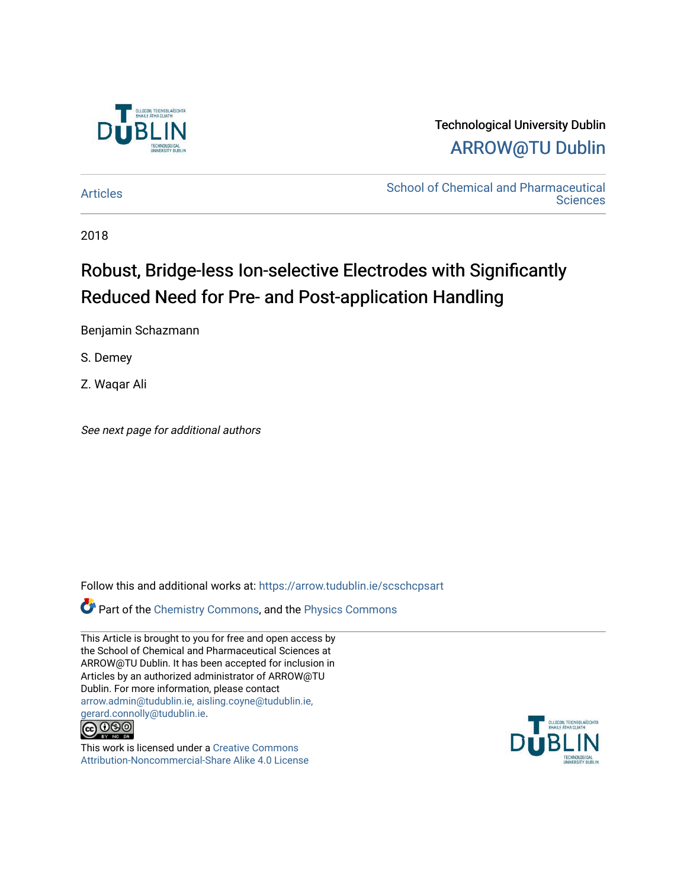Technological University Dublin

ARROW@TU Dublin

Articles

School of Chemical and Pharmaceutical Sciences

2018

# Robust, Bridge-less Ion-selective Electrodes with Significantly Reduced Need for Pre- and Post-application Handling

Benjamin Schazmann

S. Demey

Z. Waqar Ali

*See next page for additional authors*

Follow this and additional works at: https://arrow.tudublin.ie/scschcpsart

Part of the Chemistry Commons, and the Physics Commons

This Article is brought to you for free and open access by the School of Chemical and Pharmaceutical Sciences at ARROW@TU Dublin. It has been accepted for inclusion in Articles by an authorized administrator of ARROW@TU Dublin. For more information, please contact arrow.admin@tudublin.ie, aisling.coyne@tudublin.ie, gerard.connolly@tudublin.ie.

This work is licensed under a Creative Commons Attribution-Noncommercial-Share Alike 4.0 License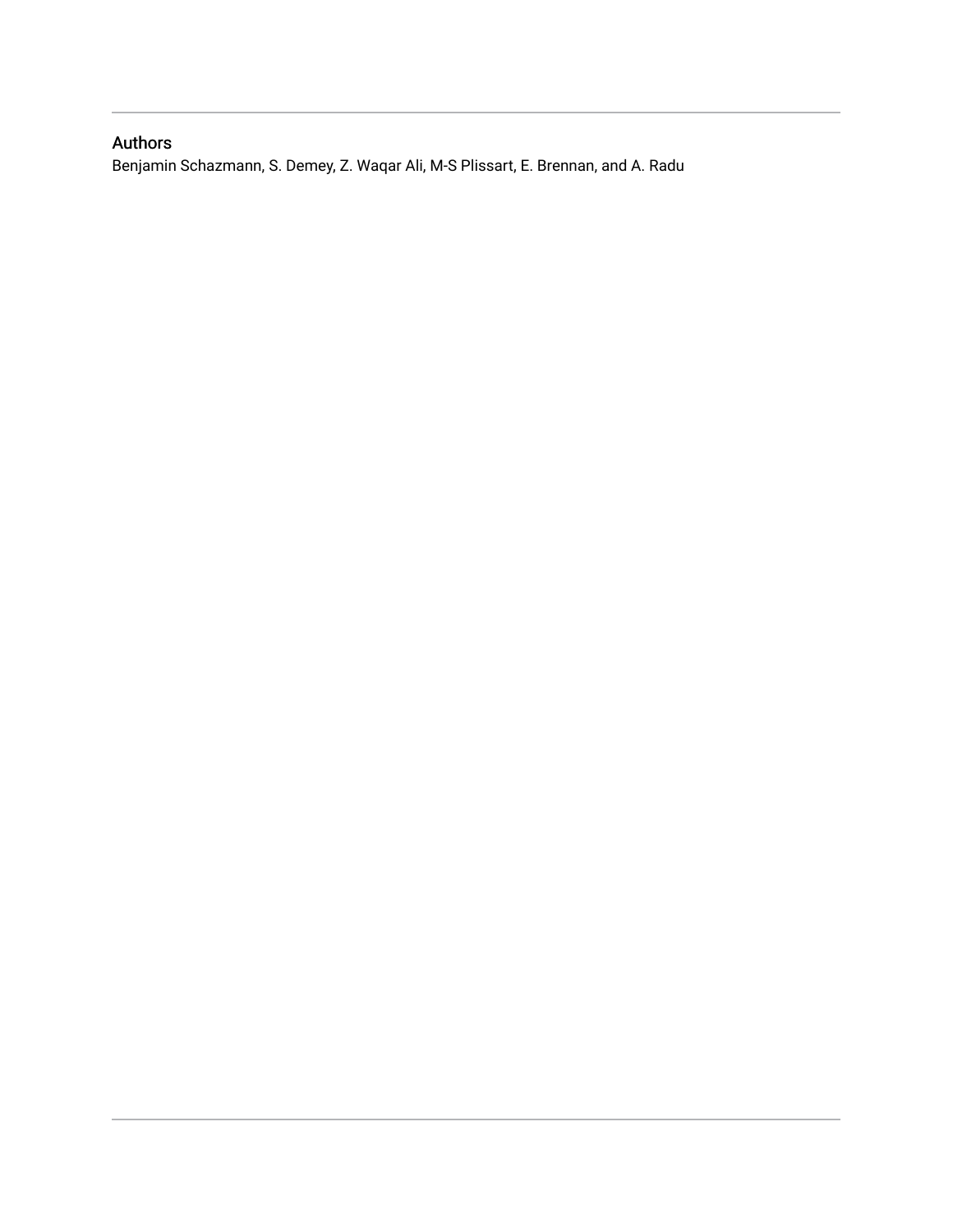## Authors

Benjamin Schazmann, S. Demey, Z. Waqar Ali, M-S Plissart, E. Brennan, and A. Radu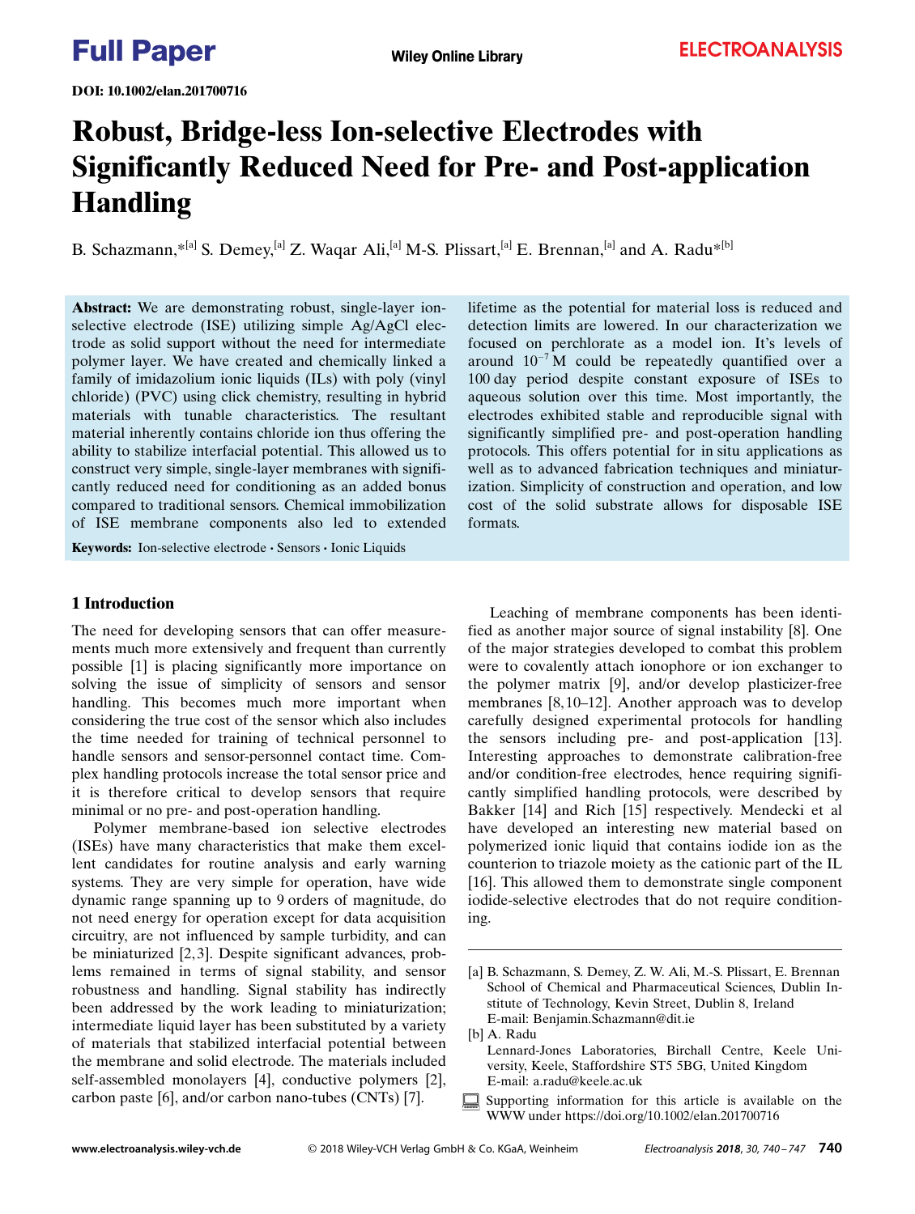Full Paper

DOI: 10.1002/elan.201700716

# Robust, Bridge-less Ion-selective Electrodes with Significantly Reduced Need for Pre- and Post-application Handling

B. Schazmann,*[a] S. Demey,[a] Z. Waqar Ali,[a] M-S. Plissart,[a] E. Brennan,[a] and A. Radu*[b]

**Abstract:** We are demonstrating robust, single-layer ion-selective electrode (ISE) utilizing simple Ag/AgCl electrode as solid support without the need for intermediate polymer layer. We have created and chemically linked a family of imidazolium ionic liquids (ILs) with poly (vinyl chloride) (PVC) using click chemistry, resulting in hybrid materials with tunable characteristics. The resultant material inherently contains chloride ion thus offering the ability to stabilize interfacial potential. This allowed us to construct very simple, single-layer membranes with significantly reduced need for conditioning as an added bonus compared to traditional sensors. Chemical immobilization of ISE membrane components also led to extended lifetime as the potential for material loss is reduced and detection limits are lowered. In our characterization we focused on perchlorate as a model ion. It's levels of around $10^{-7}$ M could be repeatedly quantified over a 100 day period despite constant exposure of ISEs to aqueous solution over this time. Most importantly, the electrodes exhibited stable and reproducible signal with significantly simplified pre- and post-operation handling protocols. This offers potential for in situ applications as well as to advanced fabrication techniques and miniaturization. Simplicity of construction and operation, and low cost of the solid substrate allows for disposable ISE formats.

**Keywords:** Ion-selective electrode · Sensors · Ionic Liquids

## 1 Introduction

The need for developing sensors that can offer measurements much more extensively and frequent than currently possible [1] is placing significantly more importance on solving the issue of simplicity of sensors and sensor handling. This becomes much more important when considering the true cost of the sensor which also includes the time needed for training of technical personnel to handle sensors and sensor-personnel contact time. Complex handling protocols increase the total sensor price and it is therefore critical to develop sensors that require minimal or no pre- and post-operation handling.

Polymer membrane-based ion selective electrodes (ISEs) have many characteristics that make them excellent candidates for routine analysis and early warning systems. They are very simple for operation, have wide dynamic range spanning up to 9 orders of magnitude, do not need energy for operation except for data acquisition circuitry, are not influenced by sample turbidity, and can be miniaturized [2,3]. Despite significant advances, problems remained in terms of signal stability, and sensor robustness and handling. Signal stability has indirectly been addressed by the work leading to miniaturization; intermediate liquid layer has been substituted by a variety of materials that stabilized interfacial potential between the membrane and solid electrode. The materials included self-assembled monolayers [4], conductive polymers [2], carbon paste [6], and/or carbon nano-tubes (CNTs) [7].

Leaching of membrane components has been identified as another major source of signal instability [8]. One of the major strategies developed to combat this problem were to covalently attach ionophore or ion exchanger to the polymer matrix [9], and/or develop plasticizer-free membranes [8,10–12]. Another approach was to develop carefully designed experimental protocols for handling the sensors including pre- and post-application [13]. Interesting approaches to demonstrate calibration-free and/or condition-free electrodes, hence requiring significantly simplified handling protocols, were described by Bakker [14] and Rich [15] respectively. Mendecki et al have developed an interesting new material based on polymerized ionic liquid that contains iodide ion as the counterion to triazole moiety as the cationic part of the IL [16]. This allowed them to demonstrate single component iodide-selective electrodes that do not require conditioning.

[a] B. Schazmann, S. Demey, Z. W. Ali, M.-S. Plissart, E. Brennan
School of Chemical and Pharmaceutical Sciences, Dublin Institute of Technology, Kevin Street, Dublin 8, Ireland
E-mail: Benjamin.Schazmann@dit.ie

[b] A. Radu
Lennard-Jones Laboratories, Birchall Centre, Keele University, Keele, Staffordshire ST5 5BG, United Kingdom
E-mail: a.radu@keele.ac.uk

Supporting information for this article is available on the WWW under https://doi.org/10.1002/elan.201700716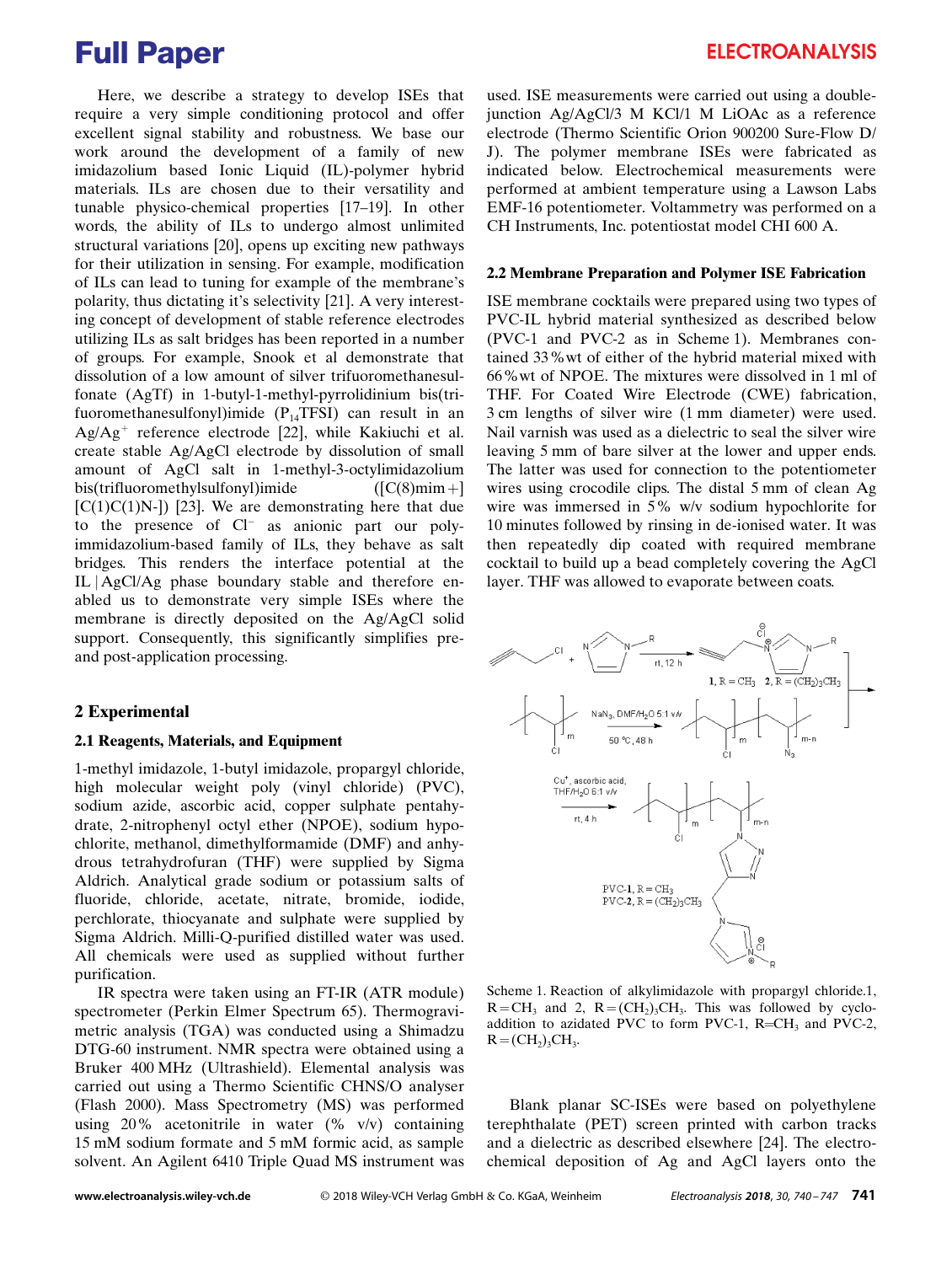Here, we describe a strategy to develop ISEs that require a very simple conditioning protocol and offer excellent signal stability and robustness. We base our work around the development of a family of new imidazolium based Ionic Liquid (IL)-polymer hybrid materials. ILs are chosen due to their versatility and tunable physico-chemical properties [17–19]. In other words, the ability of ILs to undergo almost unlimited structural variations [20], opens up exciting new pathways for their utilization in sensing. For example, modification of ILs can lead to tuning for example of the membrane's polarity, thus dictating it's selectivity [21]. A very interesting concept of development of stable reference electrodes utilizing ILs as salt bridges has been reported in a number of groups. For example, Snook et al demonstrate that dissolution of a low amount of silver trifuoromethanesulfonate (AgTf) in 1-butyl-1-methyl-pyrrolidinium bis(trifuoromethanesulfonyl)imide ($P_{14}TFSI$) can result in an $Ag/Ag^{+}$ reference electrode [22], while Kakiuchi et al. create stable Ag/AgCl electrode by dissolution of small amount of AgCl salt in 1-methyl-3-octylimidazolium bis(trifluoromethylsulfonyl)imide ([C(8)mim+][C(1)C(1)N-]) [23]. We are demonstrating here that due to the presence of $Cl^{-}$ as anionic part our poly-immidazolium-based family of ILs, they behave as salt bridges. This renders the interface potential at the IL | AgCl/Ag phase boundary stable and therefore enabled us to demonstrate very simple ISEs where the membrane is directly deposited on the Ag/AgCl solid support. Consequently, this significantly simplifies pre- and post-application processing.

## 2 Experimental

### 2.1 Reagents, Materials, and Equipment

1-methyl imidazole, 1-butyl imidazole, propargyl chloride, high molecular weight poly (vinyl chloride) (PVC), sodium azide, ascorbic acid, copper sulphate pentahydrate, 2-nitrophenyl octyl ether (NPOE), sodium hypochlorite, methanol, dimethylformamide (DMF) and anhydrous tetrahydrofuran (THF) were supplied by Sigma Aldrich. Analytical grade sodium or potassium salts of fluoride, chloride, acetate, nitrate, bromide, iodide, perchlorate, thiocyanate and sulphate were supplied by Sigma Aldrich. Milli-Q-purified distilled water was used. All chemicals were used as supplied without further purification.

IR spectra were taken using an FT-IR (ATR module) spectrometer (Perkin Elmer Spectrum 65). Thermogravimetric analysis (TGA) was conducted using a Shimadzu DTG-60 instrument. NMR spectra were obtained using a Bruker 400 MHz (Ultrashield). Elemental analysis was carried out using a Thermo Scientific CHNS/O analyser (Flash 2000). Mass Spectrometry (MS) was performed using 20% acetonitrile in water (% v/v) containing 15 mM sodium formate and 5 mM formic acid, as sample solvent. An Agilent 6410 Triple Quad MS instrument was used. ISE measurements were carried out using a double-junction Ag/AgCl/3 M KCl/1 M LiOAc as a reference electrode (Thermo Scientific Orion 900200 Sure-Flow D/J). The polymer membrane ISEs were fabricated as indicated below. Electrochemical measurements were performed at ambient temperature using a Lawson Labs EMF-16 potentiometer. Voltammetry was performed on a CH Instruments, Inc. potentiostat model CHI 600 A.

### 2.2 Membrane Preparation and Polymer ISE Fabrication

ISE membrane cocktails were prepared using two types of PVC-IL hybrid material synthesized as described below (PVC-1 and PVC-2 as in Scheme 1). Membranes contained 33%wt of either of the hybrid material mixed with 66%wt of NPOE. The mixtures were dissolved in 1 ml of THF. For Coated Wire Electrode (CWE) fabrication, 3 cm lengths of silver wire (1 mm diameter) were used. Nail varnish was used as a dielectric to seal the silver wire leaving 5 mm of bare silver at the lower and upper ends. The latter was used for connection to the potentiometer wires using crocodile clips. The distal 5 mm of clean Ag wire was immersed in 5% w/v sodium hypochlorite for 10 minutes followed by rinsing in de-ionised water. It was then repeatedly dip coated with required membrane cocktail to build up a bead completely covering the AgCl layer. THF was allowed to evaporate between coats.

Scheme 1. Reaction of alkylimidazole with propargyl chloride. 1, $R=CH_3$ and 2, $R=(CH_2)_3CH_3$. This was followed by cycloaddition to azidated PVC to form PVC-1, $R=CH_3$ and PVC-2, $R=(CH_2)_3CH_3$.

Blank planar SC-ISEs were based on polyethylene terephthalate (PET) screen printed with carbon tracks and a dielectric as described elsewhere [24]. The electrochemical deposition of Ag and AgCl layers onto the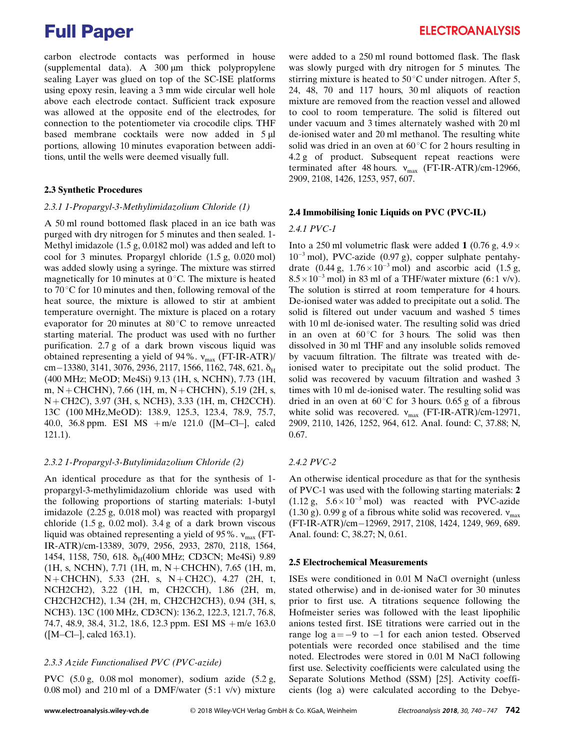carbon electrode contacts was performed in house (supplemental data). A 300 μm thick polypropylene sealing Layer was glued on top of the SC-ISE platforms using epoxy resin, leaving a 3 mm wide circular well hole above each electrode contact. Sufficient track exposure was allowed at the opposite end of the electrodes, for connection to the potentiometer via crocodile clips. THF based membrane cocktails were now added in 5 μl portions, allowing 10 minutes evaporation between additions, until the wells were deemed visually full.

### 2.3 Synthetic Procedures

#### *2.3.1 1-Propargyl-3-Methylimidazolium Chloride (1)*

A 50 ml round bottomed flask placed in an ice bath was purged with dry nitrogen for 5 minutes and then sealed. 1-Methyl imidazole (1.5 g, 0.0182 mol) was added and left to cool for 3 minutes. Propargyl chloride (1.5 g, 0.020 mol) was added slowly using a syringe. The mixture was stirred magnetically for 10 minutes at 0 °C. The mixture is heated to 70 °C for 10 minutes and then, following removal of the heat source, the mixture is allowed to stir at ambient temperature overnight. The mixture is placed on a rotary evaporator for 20 minutes at 80 °C to remove unreacted starting material. The product was used with no further purification. 2.7 g of a dark brown viscous liquid was obtained representing a yield of 94 %. $\nu_{max}$ (FT-IR-ATR)/cm−13380, 3141, 3076, 2936, 2117, 1566, 1162, 748, 621. $\delta_H$ (400 MHz; MeOD; Me4Si) 9.13 (1H, s, NCHN), 7.73 (1H, m, N+CHCHN), 7.66 (1H, m, N+CHCHN), 5.19 (2H, s, N+CH2C), 3.97 (3H, s, NCH3), 3.33 (1H, m, CH2CCH). 13C (100 MHz,MeOD): 138.9, 125.3, 123.4, 78.9, 75.7, 40.0, 36.8 ppm. ESI MS +m/e 121.0 ([M–Cl–], calcd 121.1).

#### *2.3.2 1-Propargyl-3-Butylimidazolium Chloride (2)*

An identical procedure as that for the synthesis of 1-propargyl-3-methylimidazolium chloride was used with the following proportions of starting materials: 1-butyl imidazole (2.25 g, 0.018 mol) was reacted with propargyl chloride (1.5 g, 0.02 mol). 3.4 g of a dark brown viscous liquid was obtained representing a yield of 95 %. $\nu_{max}$ (FT-IR-ATR)/cm-13389, 3079, 2956, 2933, 2870, 2118, 1564, 1454, 1158, 750, 618. $\delta_H$(400 MHz; CD3CN; Me4Si) 9.89 (1H, s, NCHN), 7.71 (1H, m, N+CHCHN), 7.65 (1H, m, N+CHCHN), 5.33 (2H, s, N+CH2C), 4.27 (2H, t, NCH2CH2), 3.22 (1H, m, CH2CCH), 1.86 (2H, m, CH2CH2CH2), 1.34 (2H, m, CH2CH2CH3), 0.94 (3H, s, NCH3). 13C (100 MHz, CD3CN): 136.2, 122.3, 121.7, 76.8, 74.7, 48.9, 38.4, 31.2, 18.6, 12.3 ppm. ESI MS +m/e 163.0 ([M–Cl–], calcd 163.1).

#### *2.3.3 Azide Functionalised PVC (PVC-azide)*

PVC (5.0 g, 0.08 mol monomer), sodium azide (5.2 g, 0.08 mol) and 210 ml of a DMF/water (5:1 v/v) mixture were added to a 250 ml round bottomed flask. The flask was slowly purged with dry nitrogen for 5 minutes. The stirring mixture is heated to 50 °C under nitrogen. After 5, 24, 48, 70 and 117 hours, 30 ml aliquots of reaction mixture are removed from the reaction vessel and allowed to cool to room temperature. The solid is filtered out under vacuum and 3 times alternately washed with 20 ml de-ionised water and 20 ml methanol. The resulting white solid was dried in an oven at 60 °C for 2 hours resulting in 4.2 g of product. Subsequent repeat reactions were terminated after 48 hours. $\nu_{max}$ (FT-IR-ATR)/cm-12966, 2909, 2108, 1426, 1253, 957, 607.

### 2.4 Immobilising Ionic Liquids on PVC (PVC-IL)

#### *2.4.1 PVC-1*

Into a 250 ml volumetric flask were added **1** (0.76 g, $4.9\times10^{-3}$ mol), PVC-azide (0.97 g), copper sulphate pentahydrate (0.44 g, $1.76\times10^{-3}$ mol) and ascorbic acid (1.5 g, $8.5\times10^{-3}$ mol) in 83 ml of a THF/water mixture (6:1 v/v). The solution is stirred at room temperature for 4 hours. De-ionised water was added to precipitate out a solid. The solid is filtered out under vacuum and washed 5 times with 10 ml de-ionised water. The resulting solid was dried in an oven at 60 °C for 3 hours. The solid was then dissolved in 30 ml THF and any insoluble solids removed by vacuum filtration. The filtrate was treated with de-ionised water to precipitate out the solid product. The solid was recovered by vacuum filtration and washed 3 times with 10 ml de-ionised water. The resulting solid was dried in an oven at 60 °C for 3 hours. 0.65 g of a fibrous white solid was recovered. $\nu_{max}$ (FT-IR-ATR)/cm-12971, 2909, 2110, 1426, 1252, 964, 612. Anal. found: C, 37.88; N, 0.67.

#### *2.4.2 PVC-2*

An otherwise identical procedure as that for the synthesis of PVC-1 was used with the following starting materials: **2** (1.12 g, $5.6\times10^{-3}$ mol) was reacted with PVC-azide (1.30 g). 0.99 g of a fibrous white solid was recovered. $\nu_{max}$ (FT-IR-ATR)/cm−12969, 2917, 2108, 1424, 1249, 969, 689. Anal. found: C, 38.27; N, 0.61.

### 2.5 Electrochemical Measurements

ISEs were conditioned in 0.01 M NaCl overnight (unless stated otherwise) and in de-ionised water for 30 minutes prior to first use. A titrations sequence following the Hofmeister series was followed with the least lipophilic anions tested first. ISE titrations were carried out in the range log a = −9 to −1 for each anion tested. Observed potentials were recorded once stabilised and the time noted. Electrodes were stored in 0.01 M NaCl following first use. Selectivity coefficients were calculated using the Separate Solutions Method (SSM) [25]. Activity coefficients (log a) were calculated according to the Debye-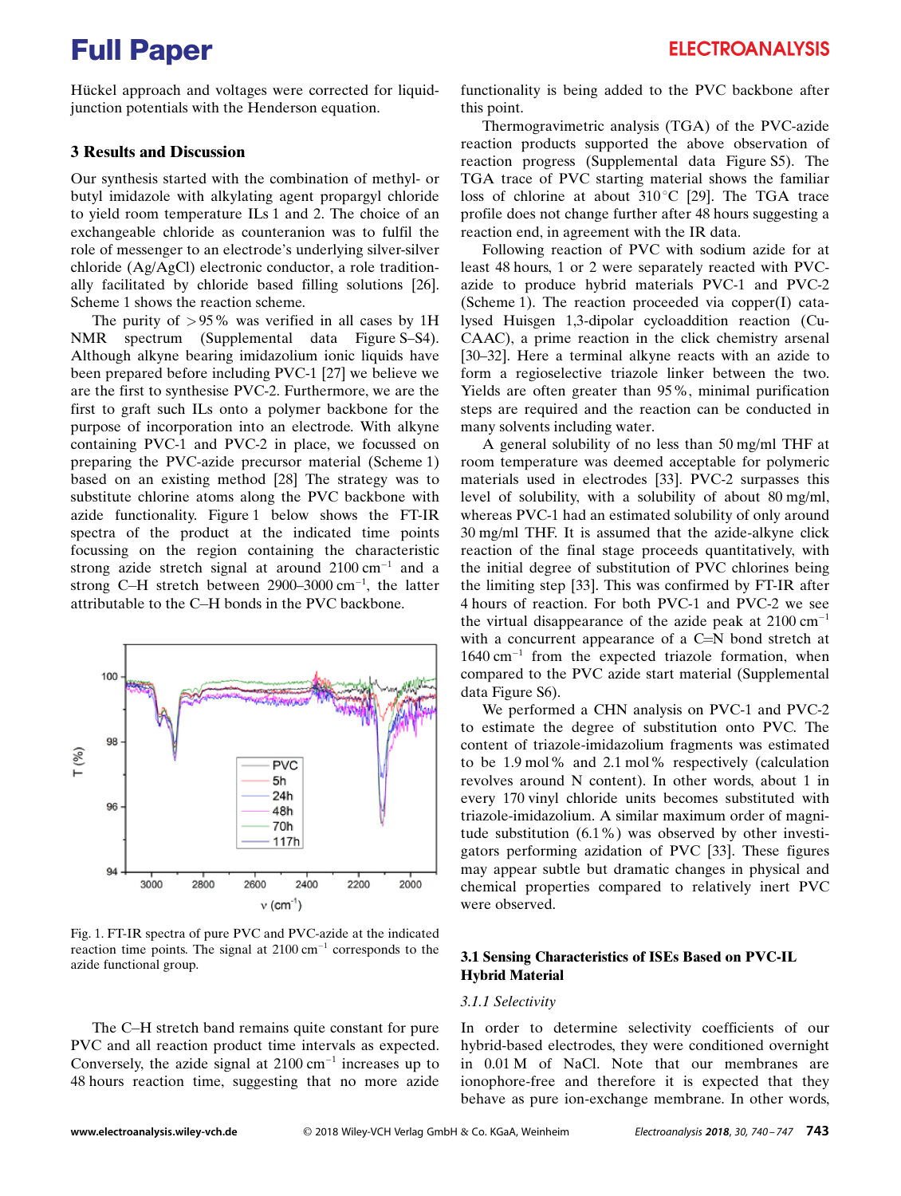Hückel approach and voltages were corrected for liquid-junction potentials with the Henderson equation.

## 3 Results and Discussion

Our synthesis started with the combination of methyl- or butyl imidazole with alkylating agent propargyl chloride to yield room temperature ILs 1 and 2. The choice of an exchangeable chloride as counteranion was to fulfil the role of messenger to an electrode's underlying silver-silver chloride (Ag/AgCl) electronic conductor, a role traditionally facilitated by chloride based filling solutions [26]. Scheme 1 shows the reaction scheme.

The purity of >95 % was verified in all cases by 1H NMR spectrum (Supplemental data Figure S–S4). Although alkyne bearing imidazolium ionic liquids have been prepared before including PVC-1 [27] we believe we are the first to synthesise PVC-2. Furthermore, we are the first to graft such ILs onto a polymer backbone for the purpose of incorporation into an electrode. With alkyne containing PVC-1 and PVC-2 in place, we focussed on preparing the PVC-azide precursor material (Scheme 1) based on an existing method [28] The strategy was to substitute chlorine atoms along the PVC backbone with azide functionality. Figure 1 below shows the FT-IR spectra of the product at the indicated time points focussing on the region containing the characteristic strong azide stretch signal at around 2100 $cm^{-1}$ and a strong C–H stretch between 2900–3000 $cm^{-1}$, the latter attributable to the C–H bonds in the PVC backbone.

Fig. 1. FT-IR spectra of pure PVC and PVC-azide at the indicated reaction time points. The signal at 2100 $cm^{-1}$ corresponds to the azide functional group.

The C–H stretch band remains quite constant for pure PVC and all reaction product time intervals as expected. Conversely, the azide signal at 2100 $cm^{-1}$ increases up to 48 hours reaction time, suggesting that no more azide functionality is being added to the PVC backbone after this point.

Thermogravimetric analysis (TGA) of the PVC-azide reaction products supported the above observation of reaction progress (Supplemental data Figure S5). The TGA trace of PVC starting material shows the familiar loss of chlorine at about 310 °C [29]. The TGA trace profile does not change further after 48 hours suggesting a reaction end, in agreement with the IR data.

Following reaction of PVC with sodium azide for at least 48 hours, 1 or 2 were separately reacted with PVC-azide to produce hybrid materials PVC-1 and PVC-2 (Scheme 1). The reaction proceeded via copper(I) catalysed Huisgen 1,3-dipolar cycloaddition reaction (Cu-CAAC), a prime reaction in the click chemistry arsenal [30–32]. Here a terminal alkyne reacts with an azide to form a regioselective triazole linker between the two. Yields are often greater than 95 %, minimal purification steps are required and the reaction can be conducted in many solvents including water.

A general solubility of no less than 50 mg/ml THF at room temperature was deemed acceptable for polymeric materials used in electrodes [33]. PVC-2 surpasses this level of solubility, with a solubility of about 80 mg/ml, whereas PVC-1 had an estimated solubility of only around 30 mg/ml THF. It is assumed that the azide-alkyne click reaction of the final stage proceeds quantitatively, with the initial degree of substitution of PVC chlorines being the limiting step [33]. This was confirmed by FT-IR after 4 hours of reaction. For both PVC-1 and PVC-2 we see the virtual disappearance of the azide peak at 2100 $cm^{-1}$ with a concurrent appearance of a C=N bond stretch at 1640 $cm^{-1}$ from the expected triazole formation, when compared to the PVC azide start material (Supplemental data Figure S6).

We performed a CHN analysis on PVC-1 and PVC-2 to estimate the degree of substitution onto PVC. The content of triazole-imidazolium fragments was estimated to be 1.9 mol % and 2.1 mol % respectively (calculation revolves around N content). In other words, about 1 in every 170 vinyl chloride units becomes substituted with triazole-imidazolium. A similar maximum order of magnitude substitution (6.1 %) was observed by other investigators performing azidation of PVC [33]. These figures may appear subtle but dramatic changes in physical and chemical properties compared to relatively inert PVC were observed.

### 3.1 Sensing Characteristics of ISEs Based on PVC-IL Hybrid Material

#### *3.1.1 Selectivity*

In order to determine selectivity coefficients of our hybrid-based electrodes, they were conditioned overnight in 0.01 M of NaCl. Note that our membranes are ionophore-free and therefore it is expected that they behave as pure ion-exchange membrane. In other words,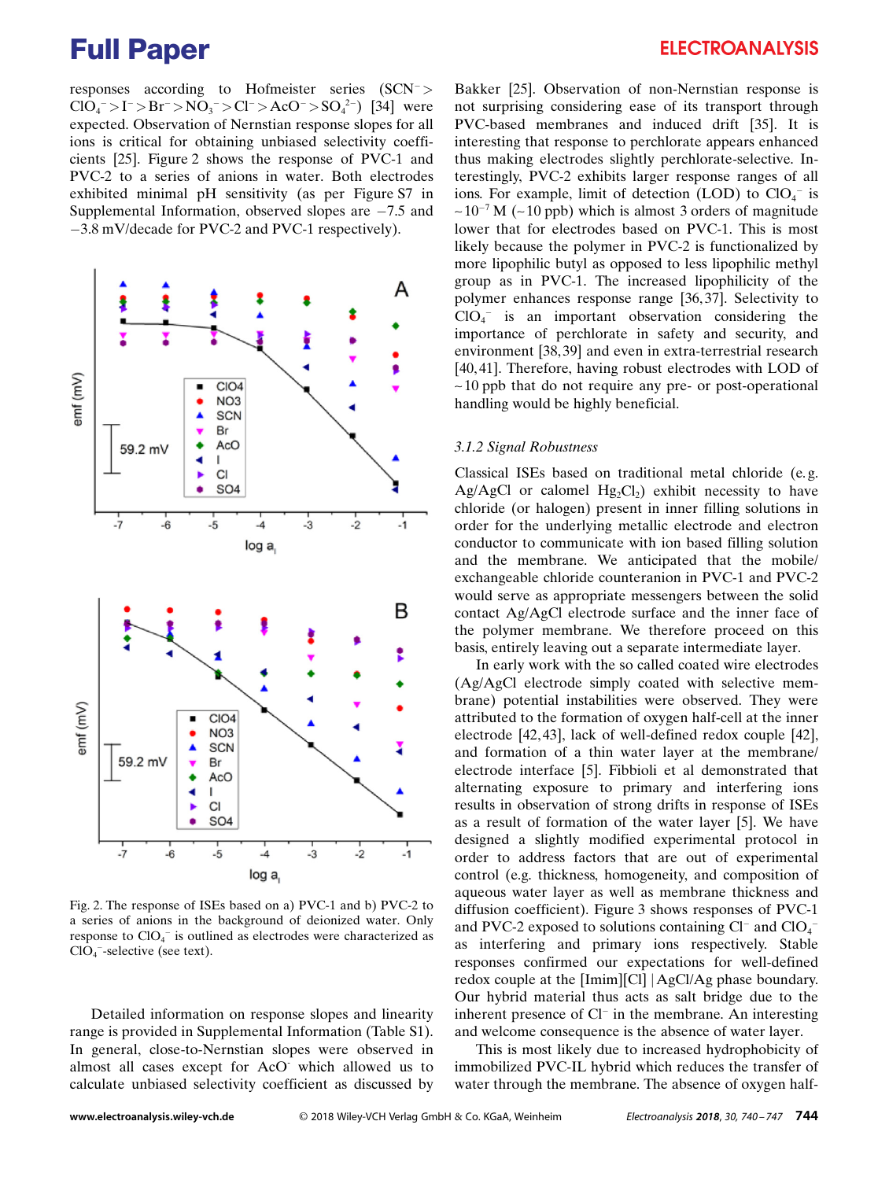responses according to Hofmeister series ($SCN^- > ClO_4^- > I^- > Br^- > NO_3^- > Cl^- > AcO^- > SO_4^{2-}$) [34] were expected. Observation of Nernstian response slopes for all ions is critical for obtaining unbiased selectivity coefficients [25]. Figure 2 shows the response of PVC-1 and PVC-2 to a series of anions in water. Both electrodes exhibited minimal pH sensitivity (as per Figure S7 in Supplemental Information, observed slopes are −7.5 and −3.8 mV/decade for PVC-2 and PVC-1 respectively).

Fig. 2. The response of ISEs based on a) PVC-1 and b) PVC-2 to a series of anions in the background of deionized water. Only response to $ClO_4^-$ is outlined as electrodes were characterized as $ClO_4^-$-selective (see text).

Detailed information on response slopes and linearity range is provided in Supplemental Information (Table S1). In general, close-to-Nernstian slopes were observed in almost all cases except for $AcO^-$ which allowed us to calculate unbiased selectivity coefficient as discussed by Bakker [25]. Observation of non-Nernstian response is not surprising considering ease of its transport through PVC-based membranes and induced drift [35]. It is interesting that response to perchlorate appears enhanced thus making electrodes slightly perchlorate-selective. Interestingly, PVC-2 exhibits larger response ranges of all ions. For example, limit of detection (LOD) to $ClO_4^-$ is ~$10^{-7}$ M (~10 ppb) which is almost 3 orders of magnitude lower that for electrodes based on PVC-1. This is most likely because the polymer in PVC-2 is functionalized by more lipophilic butyl as opposed to less lipophilic methyl group as in PVC-1. The increased lipophilicity of the polymer enhances response range [36,37]. Selectivity to $ClO_4^-$ is an important observation considering the importance of perchlorate in safety and security, and environment [38,39] and even in extra-terrestrial research [40,41]. Therefore, having robust electrodes with LOD of ~10 ppb that do not require any pre- or post-operational handling would be highly beneficial.

### 3.1.2 Signal Robustness

Classical ISEs based on traditional metal chloride (e.g. Ag/AgCl or calomel $Hg_2Cl_2$) exhibit necessity to have chloride (or halogen) present in inner filling solutions in order for the underlying metallic electrode and electron conductor to communicate with ion based filling solution and the membrane. We anticipated that the mobile/exchangeable chloride counteranion in PVC-1 and PVC-2 would serve as appropriate messengers between the solid contact Ag/AgCl electrode surface and the inner face of the polymer membrane. We therefore proceed on this basis, entirely leaving out a separate intermediate layer.

In early work with the so called coated wire electrodes (Ag/AgCl electrode simply coated with selective membrane) potential instabilities were observed. They were attributed to the formation of oxygen half-cell at the inner electrode [42,43], lack of well-defined redox couple [42], and formation of a thin water layer at the membrane/electrode interface [5]. Fibbioli et al demonstrated that alternating exposure to primary and interfering ions results in observation of strong drifts in response of ISEs as a result of formation of the water layer [5]. We have designed a slightly modified experimental protocol in order to address factors that are out of experimental control (e.g. thickness, homogeneity, and composition of aqueous water layer as well as membrane thickness and diffusion coefficient). Figure 3 shows responses of PVC-1 and PVC-2 exposed to solutions containing $Cl^-$ and $ClO_4^-$ as interfering and primary ions respectively. Stable responses confirmed our expectations for well-defined redox couple at the [Imim][Cl] | AgCl/Ag phase boundary. Our hybrid material thus acts as salt bridge due to the inherent presence of $Cl^-$ in the membrane. An interesting and welcome consequence is the absence of water layer.

This is most likely due to increased hydrophobicity of immobilized PVC-IL hybrid which reduces the transfer of water through the membrane. The absence of oxygen half-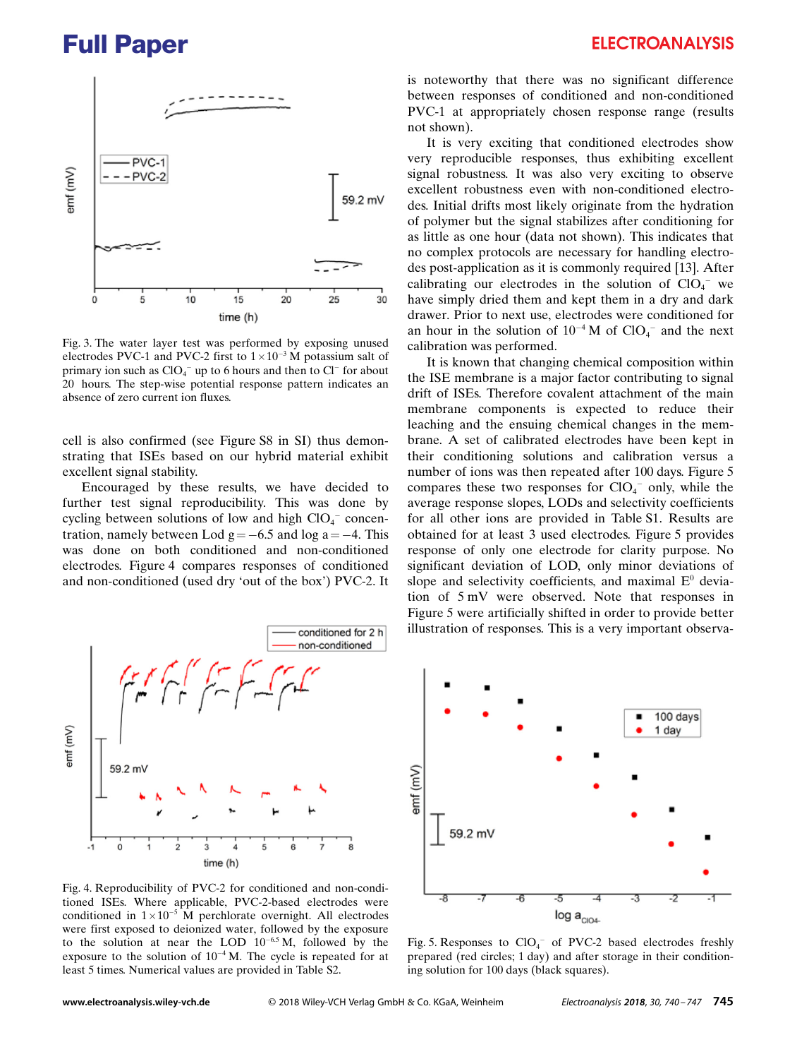Fig. 3. The water layer test was performed by exposing unused electrodes PVC-1 and PVC-2 first to $1\times10^{-3}$ M potassium salt of primary ion such as $ClO_4^-$ up to 6 hours and then to $Cl^-$ for about 20 hours. The step-wise potential response pattern indicates an absence of zero current ion fluxes.

cell is also confirmed (see Figure S8 in SI) thus demonstrating that ISEs based on our hybrid material exhibit excellent signal stability.

Encouraged by these results, we have decided to further test signal reproducibility. This was done by cycling between solutions of low and high $ClO_4^-$ concentration, namely between Lod g = −6.5 and log a = −4. This was done on both conditioned and non-conditioned electrodes. Figure 4 compares responses of conditioned and non-conditioned (used dry 'out of the box') PVC-2. It is noteworthy that there was no significant difference between responses of conditioned and non-conditioned PVC-1 at appropriately chosen response range (results not shown).

It is very exciting that conditioned electrodes show very reproducible responses, thus exhibiting excellent signal robustness. It was also very exciting to observe excellent robustness even with non-conditioned electrodes. Initial drifts most likely originate from the hydration of polymer but the signal stabilizes after conditioning for as little as one hour (data not shown). This indicates that no complex protocols are necessary for handling electrodes post-application as it is commonly required [13]. After calibrating our electrodes in the solution of $ClO_4^-$ we have simply dried them and kept them in a dry and dark drawer. Prior to next use, electrodes were conditioned for an hour in the solution of $10^{-4}$ M of $ClO_4^-$ and the next calibration was performed.

It is known that changing chemical composition within the ISE membrane is a major factor contributing to signal drift of ISEs. Therefore covalent attachment of the main membrane components is expected to reduce their leaching and the ensuing chemical changes in the membrane. A set of calibrated electrodes have been kept in their conditioning solutions and calibration versus a number of ions was then repeated after 100 days. Figure 5 compares these two responses for $ClO_4^-$ only, while the average response slopes, LODs and selectivity coefficients for all other ions are provided in Table S1. Results are obtained for at least 3 used electrodes. Figure 5 provides response of only one electrode for clarity purpose. No significant deviation of LOD, only minor deviations of slope and selectivity coefficients, and maximal $E^0$ deviation of 5 mV were observed. Note that responses in Figure 5 were artificially shifted in order to provide better illustration of responses. This is a very important observa-

Fig. 4. Reproducibility of PVC-2 for conditioned and non-conditioned ISEs. Where applicable, PVC-2-based electrodes were conditioned in $1\times10^{-5}$ M perchlorate overnight. All electrodes were first exposed to deionized water, followed by the exposure to the solution at near the LOD $10^{-6.5}$ M, followed by the exposure to the solution of $10^{-4}$ M. The cycle is repeated for at least 5 times. Numerical values are provided in Table S2.

Fig. 5. Responses to $ClO_4^-$ of PVC-2 based electrodes freshly prepared (red circles; 1 day) and after storage in their conditioning solution for 100 days (black squares).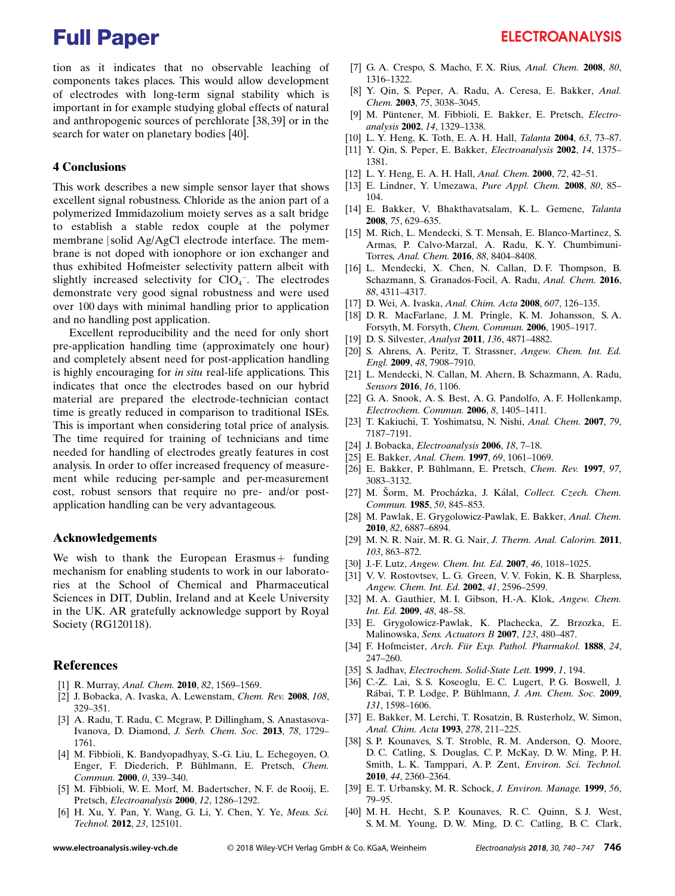tion as it indicates that no observable leaching of components takes places. This would allow development of electrodes with long-term signal stability which is important in for example studying global effects of natural and anthropogenic sources of perchlorate [38,39] or in the search for water on planetary bodies [40].

## 4 Conclusions

This work describes a new simple sensor layer that shows excellent signal robustness. Chloride as the anion part of a polymerized Immidazolium moiety serves as a salt bridge to establish a stable redox couple at the polymer membrane |solid Ag/AgCl electrode interface. The membrane is not doped with ionophore or ion exchanger and thus exhibited Hofmeister selectivity pattern albeit with slightly increased selectivity for $ClO_4^-$. The electrodes demonstrate very good signal robustness and were used over 100 days with minimal handling prior to application and no handling post application.

Excellent reproducibility and the need for only short pre-application handling time (approximately one hour) and completely absent need for post-application handling is highly encouraging for *in situ* real-life applications. This indicates that once the electrodes based on our hybrid material are prepared the electrode-technician contact time is greatly reduced in comparison to traditional ISEs. This is important when considering total price of analysis. The time required for training of technicians and time needed for handling of electrodes greatly features in cost analysis. In order to offer increased frequency of measurement while reducing per-sample and per-measurement cost, robust sensors that require no pre- and/or post-application handling can be very advantageous.

## Acknowledgements

We wish to thank the European Erasmus+ funding mechanism for enabling students to work in our laboratories at the School of Chemical and Pharmaceutical Sciences in DIT, Dublin, Ireland and at Keele University in the UK. AR gratefully acknowledge support by Royal Society (RG120118).

## References

[1] R. Murray, *Anal. Chem.* **2010**, *82*, 1569–1569.
[2] J. Bobacka, A. Ivaska, A. Lewenstam, *Chem. Rev.* **2008**, *108*, 329–351.
[3] A. Radu, T. Radu, C. Mcgraw, P. Dillingham, S. Anastasova-Ivanova, D. Diamond, *J. Serb. Chem. Soc.* **2013**, *78*, 1729–1761.
[4] M. Fibbioli, K. Bandyopadhyay, S.-G. Liu, L. Echegoyen, O. Enger, F. Diederich, P. Bühlmann, E. Pretsch, *Chem. Commun.* **2000**, *0*, 339–340.
[5] M. Fibbioli, W. E. Morf, M. Badertscher, N. F. de Rooij, E. Pretsch, *Electroanalysis* **2000**, *12*, 1286–1292.
[6] H. Xu, Y. Pan, Y. Wang, G. Li, Y. Chen, Y. Ye, *Meas. Sci. Technol.* **2012**, *23*, 125101.
[7] G. A. Crespo, S. Macho, F. X. Rius, *Anal. Chem.* **2008**, *80*, 1316–1322.
[8] Y. Qin, S. Peper, A. Radu, A. Ceresa, E. Bakker, *Anal. Chem.* **2003**, *75*, 3038–3045.
[9] M. Püntener, M. Fibbioli, E. Bakker, E. Pretsch, *Electroanalysis* **2002**, *14*, 1329–1338.
[10] L. Y. Heng, K. Toth, E. A. H. Hall, *Talanta* **2004**, *63*, 73–87.
[11] Y. Qin, S. Peper, E. Bakker, *Electroanalysis* **2002**, *14*, 1375–1381.
[12] L. Y. Heng, E. A. H. Hall, *Anal. Chem.* **2000**, *72*, 42–51.
[13] E. Lindner, Y. Umezawa, *Pure Appl. Chem.* **2008**, *80*, 85–104.
[14] E. Bakker, V. Bhakthavatsalam, K. L. Gemene, *Talanta* **2008**, *75*, 629–635.
[15] M. Rich, L. Mendecki, S. T. Mensah, E. Blanco-Martinez, S. Armas, P. Calvo-Marzal, A. Radu, K. Y. Chumbimuni-Torres, *Anal. Chem.* **2016**, *88*, 8404–8408.
[16] L. Mendecki, X. Chen, N. Callan, D. F. Thompson, B. Schazmann, S. Granados-Focil, A. Radu, *Anal. Chem.* **2016**, *88*, 4311–4317.
[17] D. Wei, A. Ivaska, *Anal. Chim. Acta* **2008**, *607*, 126–135.
[18] D. R. MacFarlane, J. M. Pringle, K. M. Johansson, S. A. Forsyth, M. Forsyth, *Chem. Commun.* **2006**, 1905–1917.
[19] D. S. Silvester, *Analyst* **2011**, *136*, 4871–4882.
[20] S. Ahrens, A. Peritz, T. Strassner, *Angew. Chem. Int. Ed. Engl.* **2009**, *48*, 7908–7910.
[21] L. Mendecki, N. Callan, M. Ahern, B. Schazmann, A. Radu, *Sensors* **2016**, *16*, 1106.
[22] G. A. Snook, A. S. Best, A. G. Pandolfo, A. F. Hollenkamp, *Electrochem. Commun.* **2006**, *8*, 1405–1411.
[23] T. Kakiuchi, T. Yoshimatsu, N. Nishi, *Anal. Chem.* **2007**, *79*, 7187–7191.
[24] J. Bobacka, *Electroanalysis* **2006**, *18*, 7–18.
[25] E. Bakker, *Anal. Chem.* **1997**, *69*, 1061–1069.
[26] E. Bakker, P. Bühlmann, E. Pretsch, *Chem. Rev.* **1997**, *97*, 3083–3132.
[27] M. Šorm, M. Procházka, J. Kálal, *Collect. Czech. Chem. Commun.* **1985**, *50*, 845–853.
[28] M. Pawlak, E. Grygolowicz-Pawlak, E. Bakker, *Anal. Chem.* **2010**, *82*, 6887–6894.
[29] M. N. R. Nair, M. R. G. Nair, *J. Therm. Anal. Calorim.* **2011**, *103*, 863–872.
[30] J.-F. Lutz, *Angew. Chem. Int. Ed.* **2007**, *46*, 1018–1025.
[31] V. V. Rostovtsev, L. G. Green, V. V. Fokin, K. B. Sharpless, *Angew. Chem. Int. Ed.* **2002**, *41*, 2596–2599.
[32] M. A. Gauthier, M. I. Gibson, H.-A. Klok, *Angew. Chem. Int. Ed.* **2009**, *48*, 48–58.
[33] E. Grygolowicz-Pawlak, K. Plachecka, Z. Brzozka, E. Malinowska, *Sens. Actuators B* **2007**, *123*, 480–487.
[34] F. Hofmeister, *Arch. Für Exp. Pathol. Pharmakol.* **1888**, *24*, 247–260.
[35] S. Jadhav, *Electrochem. Solid-State Lett.* **1999**, *1*, 194.
[36] C.-Z. Lai, S. S. Koseoglu, E. C. Lugert, P. G. Boswell, J. Rábai, T. P. Lodge, P. Bühlmann, *J. Am. Chem. Soc.* **2009**, *131*, 1598–1606.
[37] E. Bakker, M. Lerchi, T. Rosatzin, B. Rusterholz, W. Simon, *Anal. Chim. Acta* **1993**, *278*, 211–225.
[38] S. P. Kounaves, S. T. Stroble, R. M. Anderson, Q. Moore, D. C. Catling, S. Douglas, C. P. McKay, D. W. Ming, P. H. Smith, L. K. Tamppari, A. P. Zent, *Environ. Sci. Technol.* **2010**, *44*, 2360–2364.
[39] E. T. Urbansky, M. R. Schock, *J. Environ. Manage.* **1999**, *56*, 79–95.
[40] M. H. Hecht, S. P. Kounaves, R. C. Quinn, S. J. West, S. M. M. Young, D. W. Ming, D. C. Catling, B. C. Clark,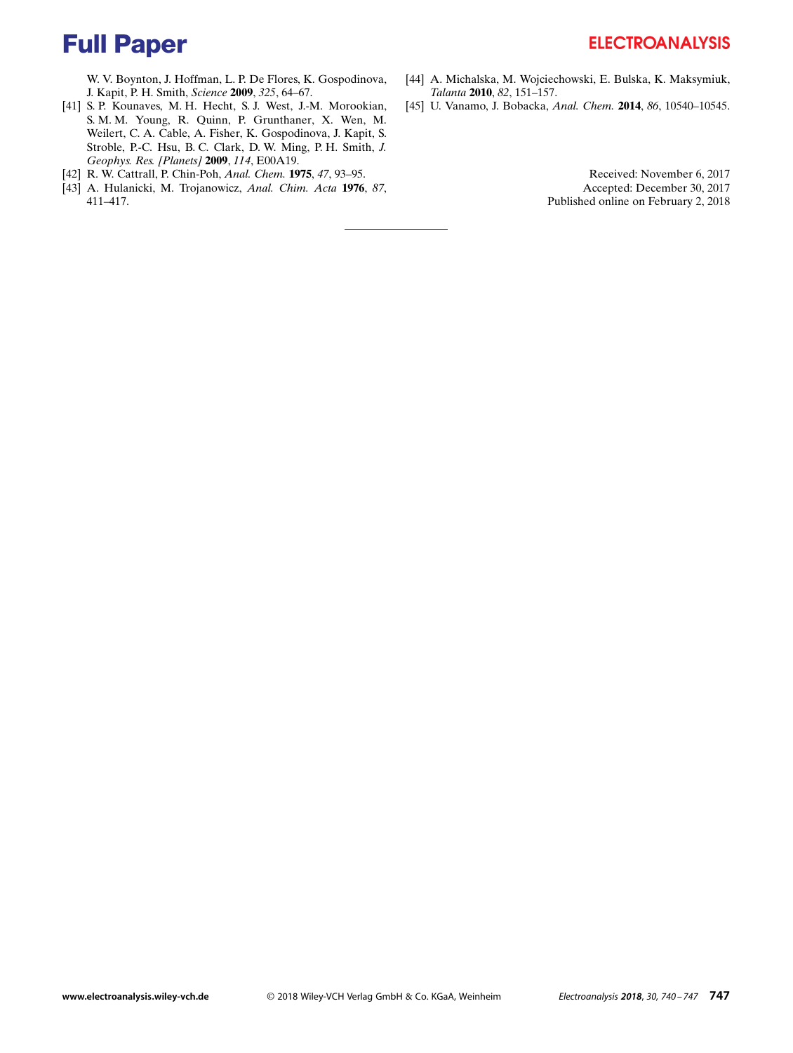W. V. Boynton, J. Hoffman, L. P. De Flores, K. Gospodinova, J. Kapit, P. H. Smith, *Science* **2009**, *325*, 64–67.

[41] S. P. Kounaves, M. H. Hecht, S. J. West, J.-M. Morookian, S. M. M. Young, R. Quinn, P. Grunthaner, X. Wen, M. Weilert, C. A. Cable, A. Fisher, K. Gospodinova, J. Kapit, S. Stroble, P.-C. Hsu, B. C. Clark, D. W. Ming, P. H. Smith, *J. Geophys. Res. [Planets]* **2009**, *114*, E00A19.

[42] R. W. Cattrall, P. Chin-Poh, *Anal. Chem.* **1975**, *47*, 93–95.

[43] A. Hulanicki, M. Trojanowicz, *Anal. Chim. Acta* **1976**, *87*, 411–417.

[44] A. Michalska, M. Wojciechowski, E. Bulska, K. Maksymiuk, *Talanta* **2010**, *82*, 151–157.

[45] U. Vanamo, J. Bobacka, *Anal. Chem.* **2014**, *86*, 10540–10545.

Received: November 6, 2017
Accepted: December 30, 2017
Published online on February 2, 2018